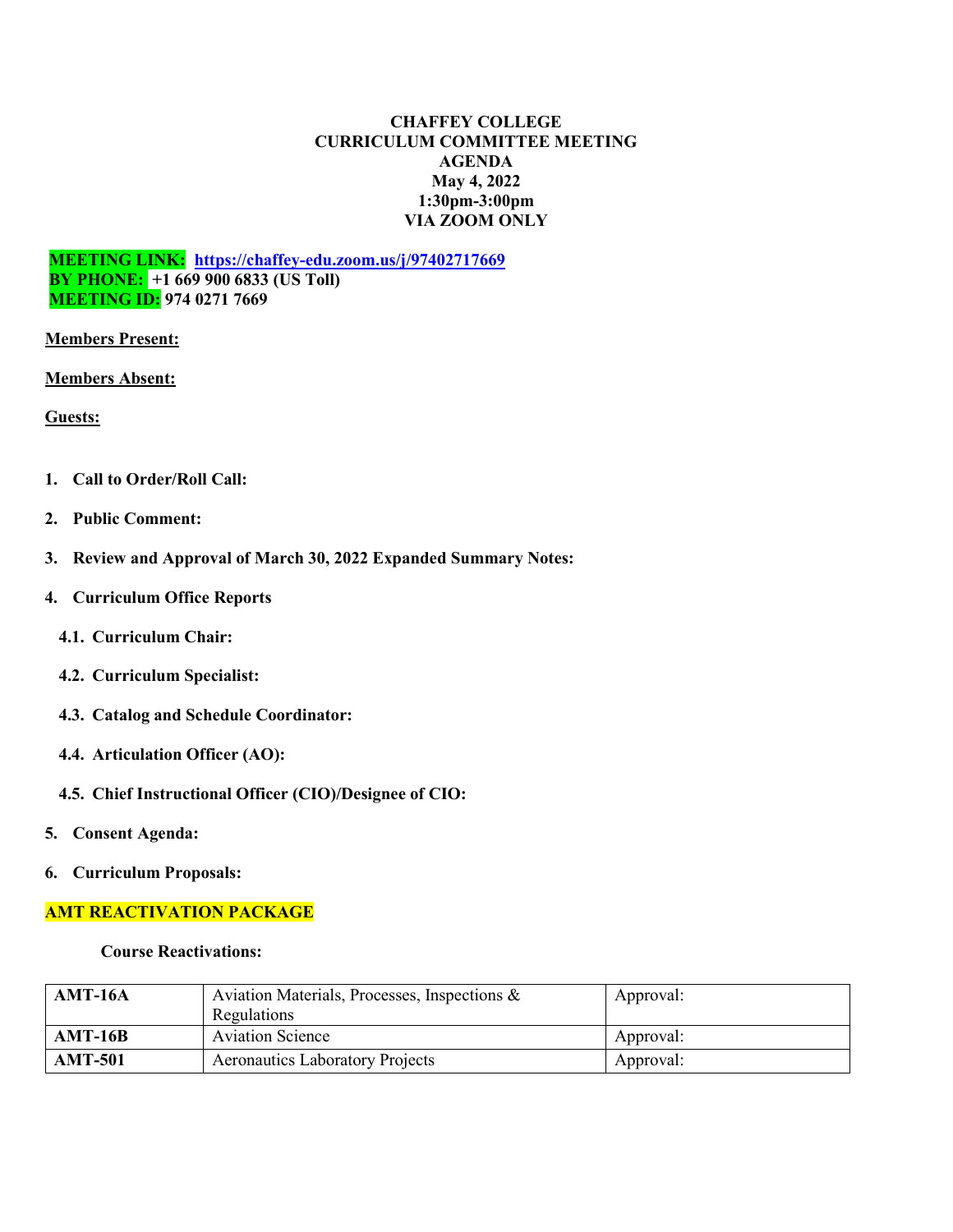**CHAFFEY COLLEGE**
**CURRICULUM COMMITTEE MEETING**
**AGENDA**
**May 4, 2022**
**1:30pm-3:00pm**
**VIA ZOOM ONLY**

**MEETING LINK:** **https://chaffey-edu.zoom.us/j/97402717669**
**BY PHONE:** **+1 669 900 6833 (US Toll)**
**MEETING ID:** **974 0271 7669**

**Members Present:**

**Members Absent:**

**Guests:**

1. **Call to Order/Roll Call:**
2. **Public Comment:**
3. **Review and Approval of March 30, 2022 Expanded Summary Notes:**
4. **Curriculum Office Reports**
   - 4.1. **Curriculum Chair:**
   - 4.2. **Curriculum Specialist:**
   - 4.3. **Catalog and Schedule Coordinator:**
   - 4.4. **Articulation Officer (AO):**
   - 4.5. **Chief Instructional Officer (CIO)/Designee of CIO:**
5. **Consent Agenda:**
6. **Curriculum Proposals:**

**AMT REACTIVATION PACKAGE**

**Course Reactivations:**

| | | |
|---|---|---|
| **AMT-16A** | Aviation Materials, Processes, Inspections & Regulations | Approval: |
| **AMT-16B** | Aviation Science | Approval: |
| **AMT-501** | Aeronautics Laboratory Projects | Approval: |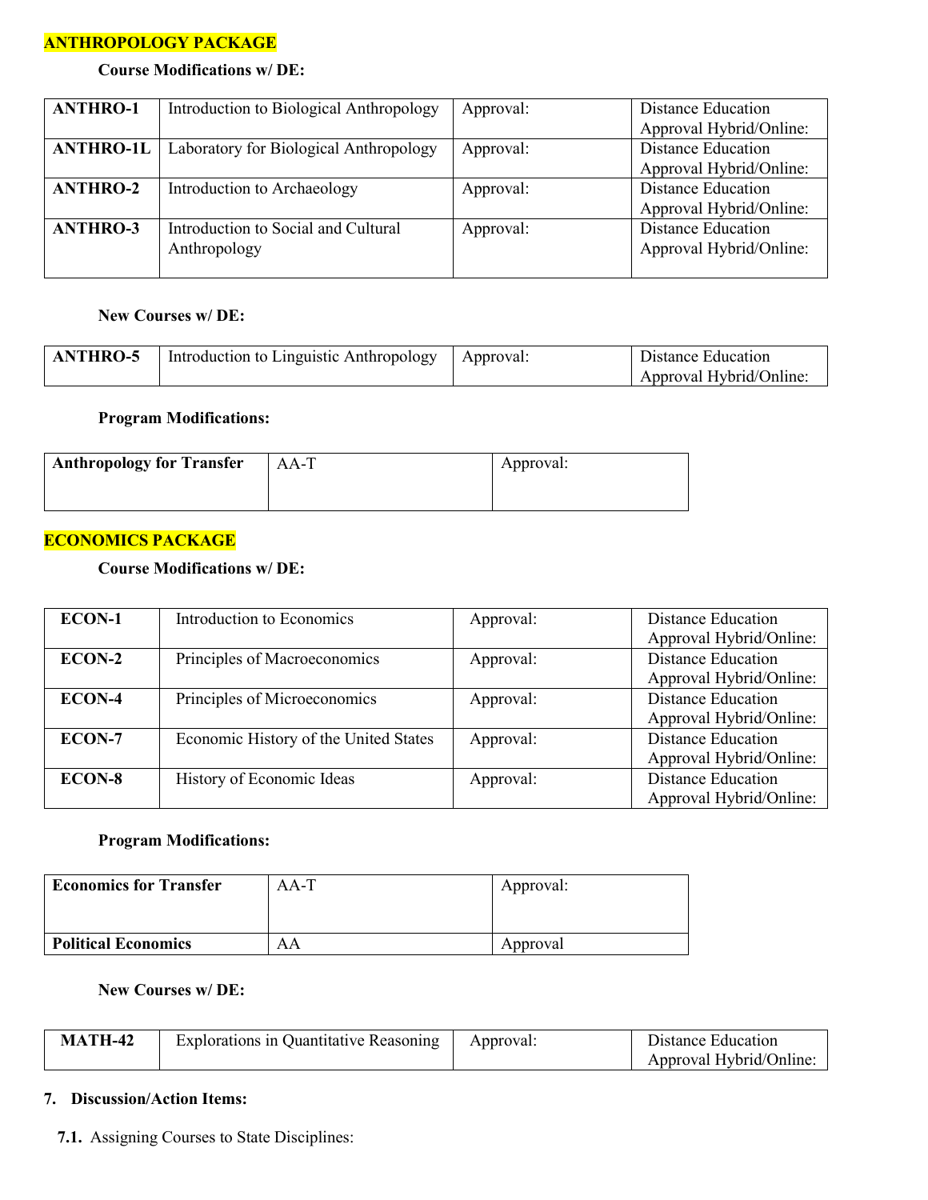**ANTHROPOLOGY PACKAGE**

**Course Modifications w/ DE:**

| | | | |
|---|---|---|---|
| **ANTHRO-1** | Introduction to Biological Anthropology | Approval: | Distance Education Approval Hybrid/Online: |
| **ANTHRO-1L** | Laboratory for Biological Anthropology | Approval: | Distance Education Approval Hybrid/Online: |
| **ANTHRO-2** | Introduction to Archaeology | Approval: | Distance Education Approval Hybrid/Online: |
| **ANTHRO-3** | Introduction to Social and Cultural Anthropology | Approval: | Distance Education Approval Hybrid/Online: |

**New Courses w/ DE:**

| | | | |
|---|---|---|---|
| **ANTHRO-5** | Introduction to Linguistic Anthropology | Approval: | Distance Education Approval Hybrid/Online: |

**Program Modifications:**

| | | |
|---|---|---|
| **Anthropology for Transfer** | AA-T | Approval: |

**ECONOMICS PACKAGE**

**Course Modifications w/ DE:**

| | | | |
|---|---|---|---|
| **ECON-1** | Introduction to Economics | Approval: | Distance Education Approval Hybrid/Online: |
| **ECON-2** | Principles of Macroeconomics | Approval: | Distance Education Approval Hybrid/Online: |
| **ECON-4** | Principles of Microeconomics | Approval: | Distance Education Approval Hybrid/Online: |
| **ECON-7** | Economic History of the United States | Approval: | Distance Education Approval Hybrid/Online: |
| **ECON-8** | History of Economic Ideas | Approval: | Distance Education Approval Hybrid/Online: |

**Program Modifications:**

| | | |
|---|---|---|
| **Economics for Transfer** | AA-T | Approval: |
| **Political Economics** | AA | Approval |

**New Courses w/ DE:**

| | | | |
|---|---|---|---|
| **MATH-42** | Explorations in Quantitative Reasoning | Approval: | Distance Education Approval Hybrid/Online: |

**7. Discussion/Action Items:**

**7.1.** Assigning Courses to State Disciplines: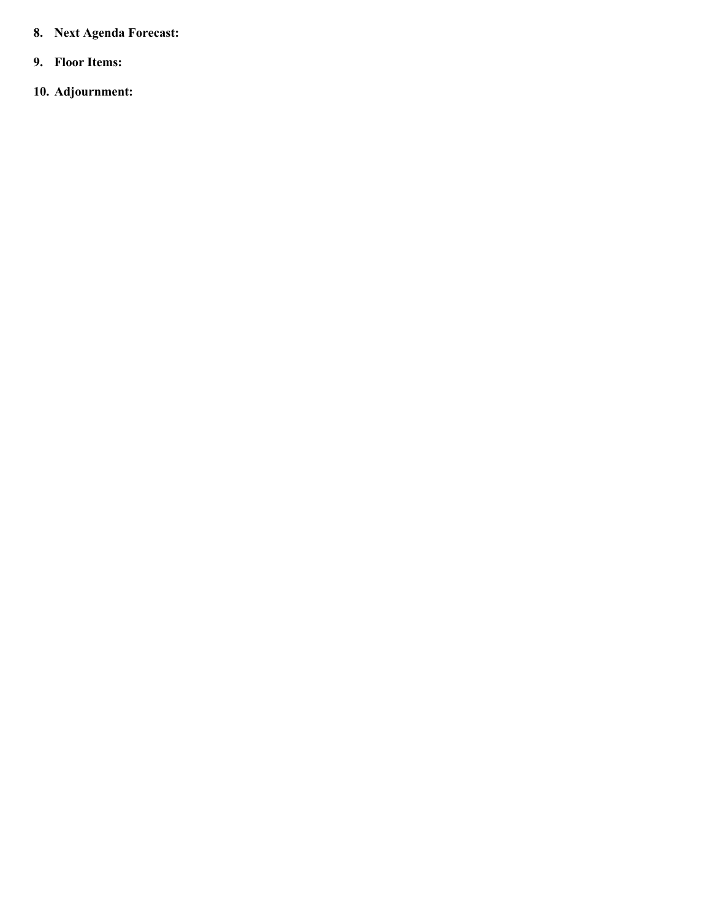8. **Next Agenda Forecast:**

9. **Floor Items:**

10. **Adjournment:**